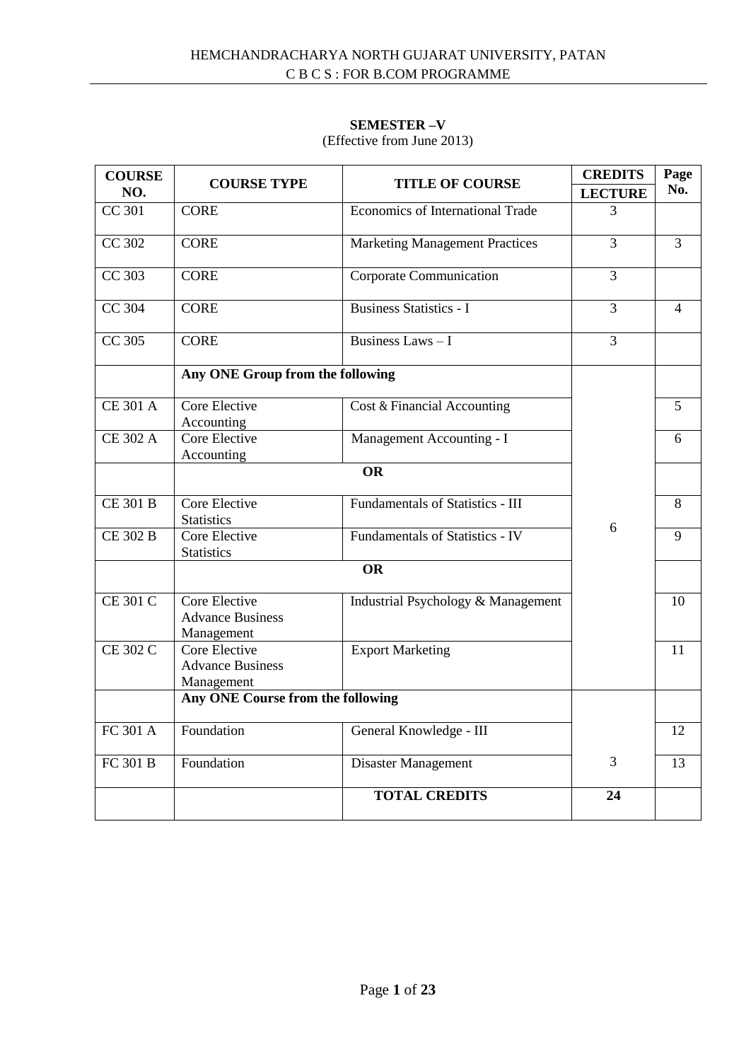HEMCHANDRACHARYA NORTH GUJARAT UNIVERSITY, PATAN

C B C S : FOR B.COM PROGRAMME

**SEMESTER –V**

(Effective from June 2013)

| COURSE NO. | COURSE TYPE | TITLE OF COURSE | CREDITS LECTURE | Page No. |
|---|---|---|---|---|
| CC 301 | CORE | Economics of International Trade | 3 | |
| CC 302 | CORE | Marketing Management Practices | 3 | 3 |
| CC 303 | CORE | Corporate Communication | 3 | |
| CC 304 | CORE | Business Statistics - I | 3 | 4 |
| CC 305 | CORE | Business Laws – I | 3 | |
| | **Any ONE Group from the following** | | | |
| CE 301 A | Core Elective Accounting | Cost & Financial Accounting | | 5 |
| CE 302 A | Core Elective Accounting | Management Accounting - I | | 6 |
| | **OR** | | | |
| CE 301 B | Core Elective Statistics | Fundamentals of Statistics - III | | 8 |
| CE 302 B | Core Elective Statistics | Fundamentals of Statistics - IV | 6 | 9 |
| | **OR** | | | |
| CE 301 C | Core Elective Advance Business Management | Industrial Psychology & Management | | 10 |
| CE 302 C | Core Elective Advance Business Management | Export Marketing | | 11 |
| | **Any ONE Course from the following** | | | |
| FC 301 A | Foundation | General Knowledge - III | | 12 |
| FC 301 B | Foundation | Disaster Management | 3 | 13 |
| | | **TOTAL CREDITS** | **24** | |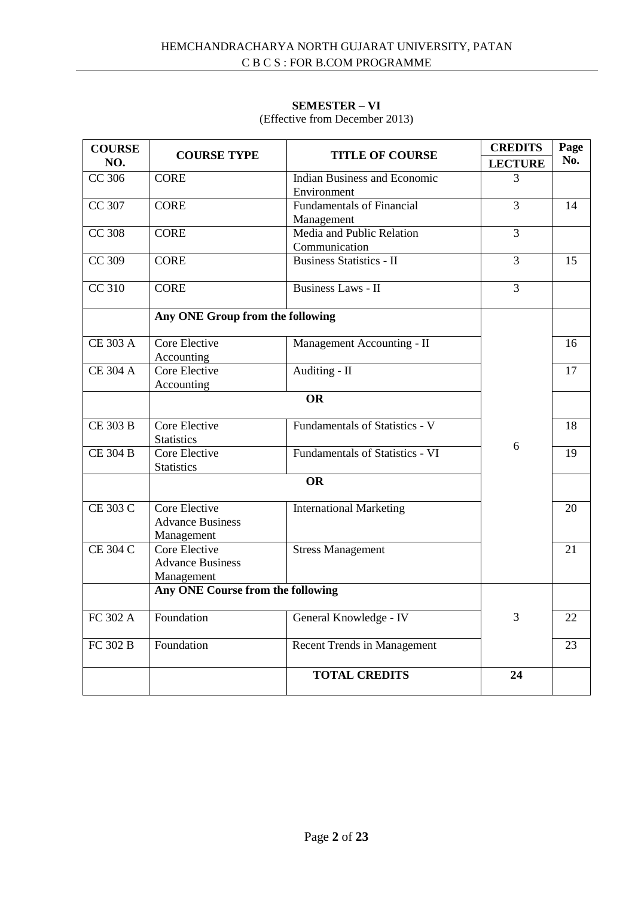HEMCHANDRACHARYA NORTH GUJARAT UNIVERSITY, PATAN
C B C S : FOR B.COM PROGRAMME

**SEMESTER – VI**
(Effective from December 2013)

| COURSE NO. | COURSE TYPE | TITLE OF COURSE | CREDITS LECTURE | Page No. |
|---|---|---|---|---|
| CC 306 | CORE | Indian Business and Economic Environment | 3 | |
| CC 307 | CORE | Fundamentals of Financial Management | 3 | 14 |
| CC 308 | CORE | Media and Public Relation Communication | 3 | |
| CC 309 | CORE | Business Statistics - II | 3 | 15 |
| CC 310 | CORE | Business Laws - II | 3 | |
| | **Any ONE Group from the following** | | 6 | |
| CE 303 A | Core Elective Accounting | Management Accounting - II | | 16 |
| CE 304 A | Core Elective Accounting | Auditing - II | | 17 |
| | **OR** | | | |
| CE 303 B | Core Elective Statistics | Fundamentals of Statistics - V | | 18 |
| CE 304 B | Core Elective Statistics | Fundamentals of Statistics - VI | | 19 |
| | **OR** | | | |
| CE 303 C | Core Elective Advance Business Management | International Marketing | | 20 |
| CE 304 C | Core Elective Advance Business Management | Stress Management | | 21 |
| | **Any ONE Course from the following** | | 3 | |
| FC 302 A | Foundation | General Knowledge - IV | | 22 |
| FC 302 B | Foundation | Recent Trends in Management | | 23 |
| | | **TOTAL CREDITS** | **24** | |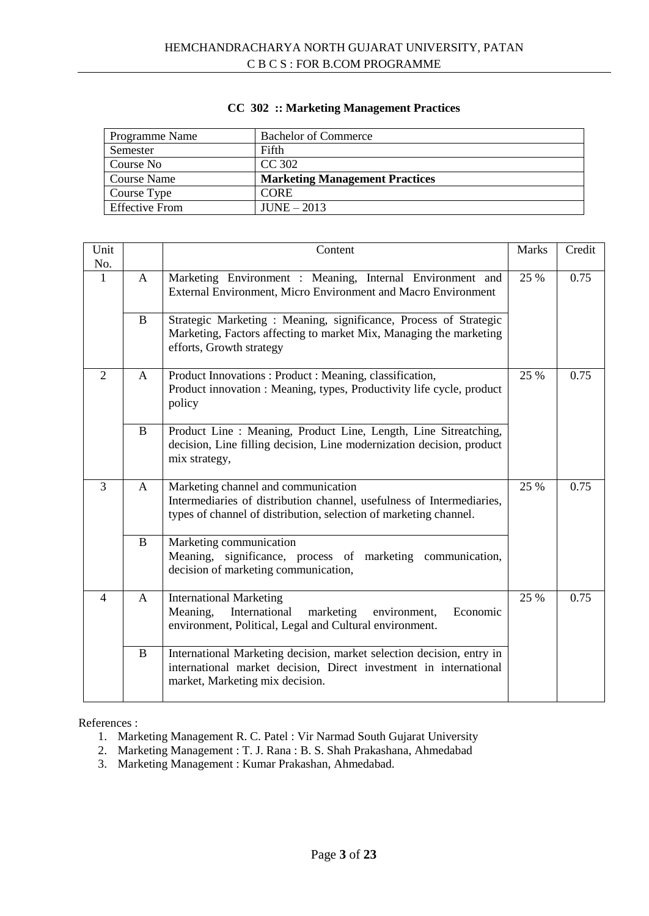## CC 302 :: Marketing Management Practices

| Programme Name | Bachelor of Commerce |
|---|---|
| Semester | Fifth |
| Course No | CC 302 |
| Course Name | **Marketing Management Practices** |
| Course Type | CORE |
| Effective From | JUNE – 2013 |

| Unit No. | | Content | Marks | Credit |
|---|---|---|---|---|
| 1 | A | Marketing Environment : Meaning, Internal Environment and External Environment, Micro Environment and Macro Environment | 25 % | 0.75 |
| | B | Strategic Marketing : Meaning, significance, Process of Strategic Marketing, Factors affecting to market Mix, Managing the marketing efforts, Growth strategy | | |
| 2 | A | Product Innovations : Product : Meaning, classification, Product innovation : Meaning, types, Productivity life cycle, product policy | 25 % | 0.75 |
| | B | Product Line : Meaning, Product Line, Length, Line Sitreatching, decision, Line filling decision, Line modernization decision, product mix strategy, | | |
| 3 | A | Marketing channel and communication Intermediaries of distribution channel, usefulness of Intermediaries, types of channel of distribution, selection of marketing channel. | 25 % | 0.75 |
| | B | Marketing communication Meaning, significance, process of marketing communication, decision of marketing communication, | | |
| 4 | A | International Marketing Meaning, International marketing environment, Economic environment, Political, Legal and Cultural environment. | 25 % | 0.75 |
| | B | International Marketing decision, market selection decision, entry in international market decision, Direct investment in international market, Marketing mix decision. | | |

References :

1. Marketing Management R. C. Patel : Vir Narmad South Gujarat University
2. Marketing Management : T. J. Rana : B. S. Shah Prakashana, Ahmedabad
3. Marketing Management : Kumar Prakashan, Ahmedabad.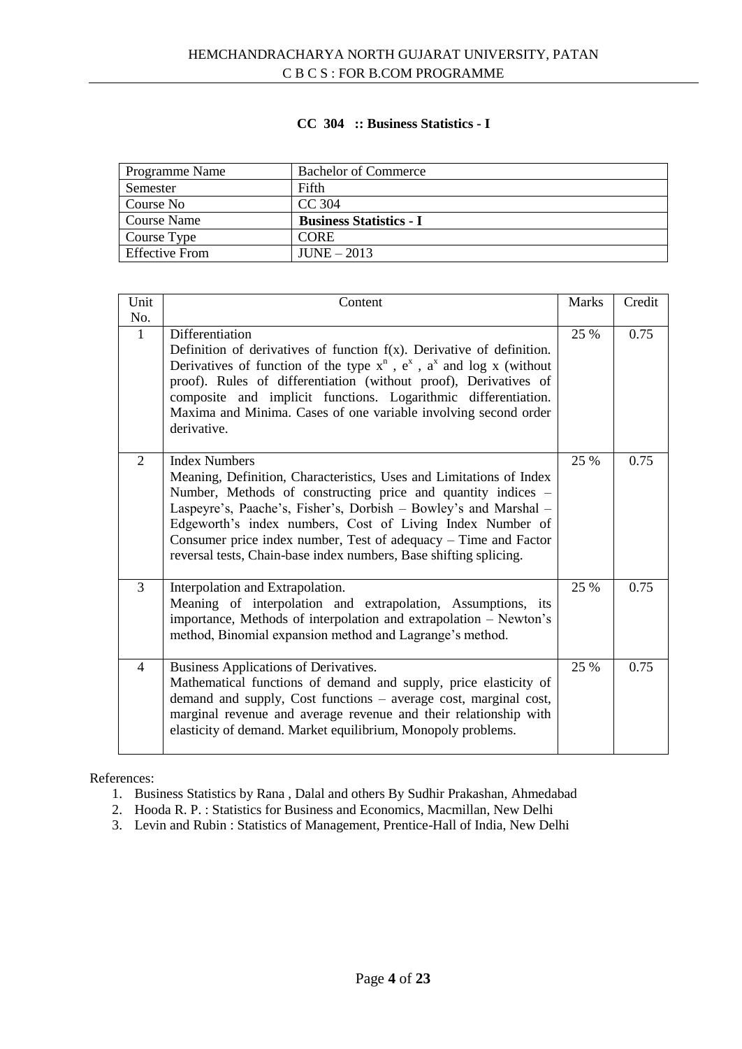# CC 304 :: Business Statistics - I

| Programme Name | Bachelor of Commerce |
|---|---|
| Semester | Fifth |
| Course No | CC 304 |
| Course Name | **Business Statistics - I** |
| Course Type | CORE |
| Effective From | JUNE – 2013 |

| Unit No. | Content | Marks | Credit |
|---|---|---|---|
| 1 | Differentiation<br>Definition of derivatives of function f(x). Derivative of definition. Derivatives of function of the type $x^n$ , $e^x$ , $a^x$ and log x (without proof). Rules of differentiation (without proof), Derivatives of composite and implicit functions. Logarithmic differentiation. Maxima and Minima. Cases of one variable involving second order derivative. | 25 % | 0.75 |
| 2 | Index Numbers<br>Meaning, Definition, Characteristics, Uses and Limitations of Index Number, Methods of constructing price and quantity indices – Laspeyre's, Paache's, Fisher's, Dorbish – Bowley's and Marshal – Edgeworth's index numbers, Cost of Living Index Number of Consumer price index number, Test of adequacy – Time and Factor reversal tests, Chain-base index numbers, Base shifting splicing. | 25 % | 0.75 |
| 3 | Interpolation and Extrapolation.<br>Meaning of interpolation and extrapolation, Assumptions, its importance, Methods of interpolation and extrapolation – Newton's method, Binomial expansion method and Lagrange's method. | 25 % | 0.75 |
| 4 | Business Applications of Derivatives.<br>Mathematical functions of demand and supply, price elasticity of demand and supply, Cost functions – average cost, marginal cost, marginal revenue and average revenue and their relationship with elasticity of demand. Market equilibrium, Monopoly problems. | 25 % | 0.75 |

References:

1. Business Statistics by Rana , Dalal and others By Sudhir Prakashan, Ahmedabad
2. Hooda R. P. : Statistics for Business and Economics, Macmillan, New Delhi
3. Levin and Rubin : Statistics of Management, Prentice-Hall of India, New Delhi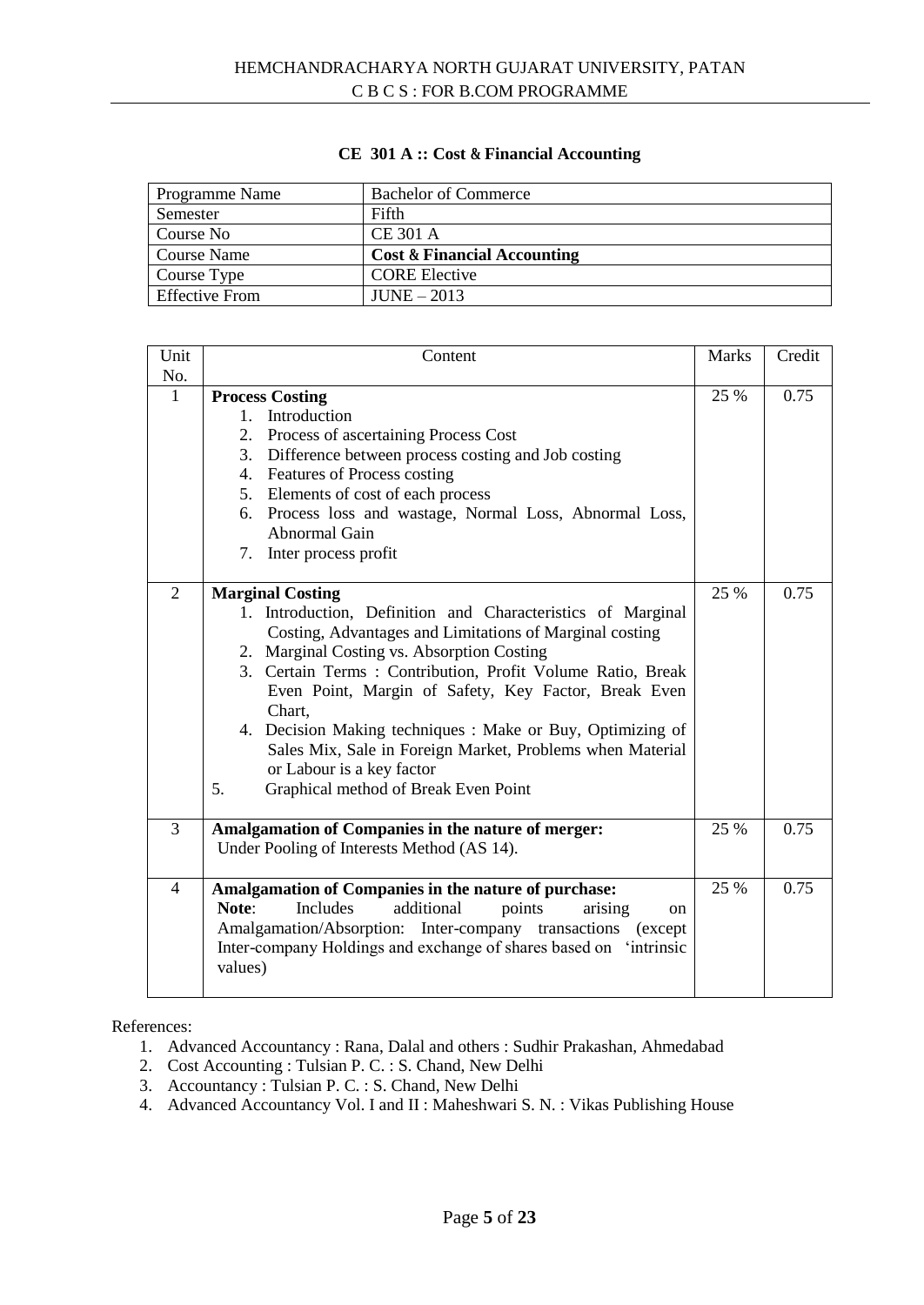## CE 301 A :: Cost & Financial Accounting

| Programme Name | Bachelor of Commerce |
|---|---|
| Semester | Fifth |
| Course No | CE 301 A |
| Course Name | **Cost & Financial Accounting** |
| Course Type | CORE Elective |
| Effective From | JUNE – 2013 |

| Unit No. | Content | Marks | Credit |
|---|---|---|---|
| 1 | **Process Costing**<br>1. Introduction<br>2. Process of ascertaining Process Cost<br>3. Difference between process costing and Job costing<br>4. Features of Process costing<br>5. Elements of cost of each process<br>6. Process loss and wastage, Normal Loss, Abnormal Loss, Abnormal Gain<br>7. Inter process profit | 25 % | 0.75 |
| 2 | **Marginal Costing**<br>1. Introduction, Definition and Characteristics of Marginal Costing, Advantages and Limitations of Marginal costing<br>2. Marginal Costing vs. Absorption Costing<br>3. Certain Terms : Contribution, Profit Volume Ratio, Break Even Point, Margin of Safety, Key Factor, Break Even Chart,<br>4. Decision Making techniques : Make or Buy, Optimizing of Sales Mix, Sale in Foreign Market, Problems when Material or Labour is a key factor<br>5. Graphical method of Break Even Point | 25 % | 0.75 |
| 3 | **Amalgamation of Companies in the nature of merger:**<br>Under Pooling of Interests Method (AS 14). | 25 % | 0.75 |
| 4 | **Amalgamation of Companies in the nature of purchase:**<br>**Note**: Includes additional points arising on Amalgamation/Absorption: Inter-company transactions (except Inter-company Holdings and exchange of shares based on 'intrinsic values) | 25 % | 0.75 |

References:

1. Advanced Accountancy : Rana, Dalal and others : Sudhir Prakashan, Ahmedabad
2. Cost Accounting : Tulsian P. C. : S. Chand, New Delhi
3. Accountancy : Tulsian P. C. : S. Chand, New Delhi
4. Advanced Accountancy Vol. I and II : Maheshwari S. N. : Vikas Publishing House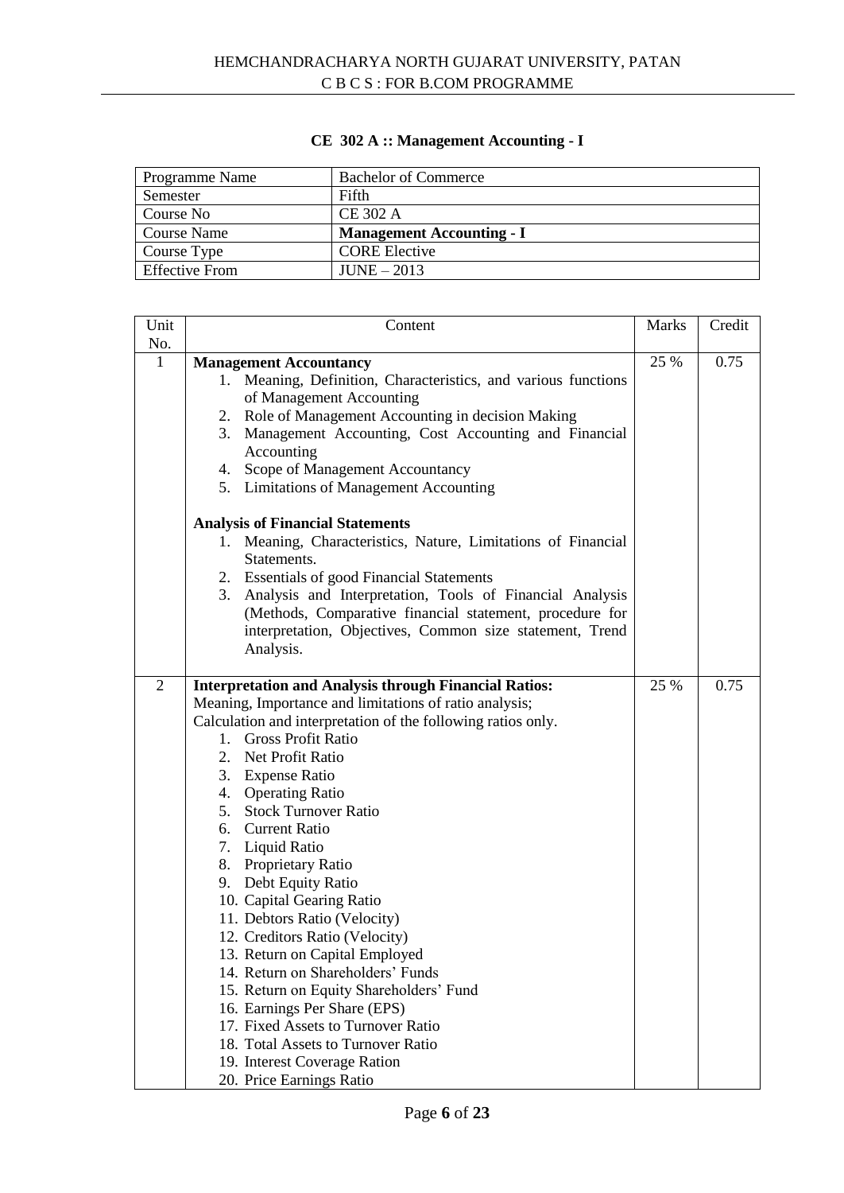HEMCHANDRACHARYA NORTH GUJARAT UNIVERSITY, PATAN
C B C S : FOR B.COM PROGRAMME

## CE 302 A :: Management Accounting - I

| Programme Name | Bachelor of Commerce |
|---|---|
| Semester | Fifth |
| Course No | CE 302 A |
| Course Name | **Management Accounting - I** |
| Course Type | CORE Elective |
| Effective From | JUNE – 2013 |

| Unit No. | Content | Marks | Credit |
|---|---|---|---|
| 1 | **Management Accountancy**<br>1. Meaning, Definition, Characteristics, and various functions of Management Accounting<br>2. Role of Management Accounting in decision Making<br>3. Management Accounting, Cost Accounting and Financial Accounting<br>4. Scope of Management Accountancy<br>5. Limitations of Management Accounting<br><br>**Analysis of Financial Statements**<br>1. Meaning, Characteristics, Nature, Limitations of Financial Statements.<br>2. Essentials of good Financial Statements<br>3. Analysis and Interpretation, Tools of Financial Analysis (Methods, Comparative financial statement, procedure for interpretation, Objectives, Common size statement, Trend Analysis. | 25 % | 0.75 |
| 2 | **Interpretation and Analysis through Financial Ratios:**<br>Meaning, Importance and limitations of ratio analysis;<br>Calculation and interpretation of the following ratios only.<br>1. Gross Profit Ratio<br>2. Net Profit Ratio<br>3. Expense Ratio<br>4. Operating Ratio<br>5. Stock Turnover Ratio<br>6. Current Ratio<br>7. Liquid Ratio<br>8. Proprietary Ratio<br>9. Debt Equity Ratio<br>10. Capital Gearing Ratio<br>11. Debtors Ratio (Velocity)<br>12. Creditors Ratio (Velocity)<br>13. Return on Capital Employed<br>14. Return on Shareholders' Funds<br>15. Return on Equity Shareholders' Fund<br>16. Earnings Per Share (EPS)<br>17. Fixed Assets to Turnover Ratio<br>18. Total Assets to Turnover Ratio<br>19. Interest Coverage Ration<br>20. Price Earnings Ratio | 25 % | 0.75 |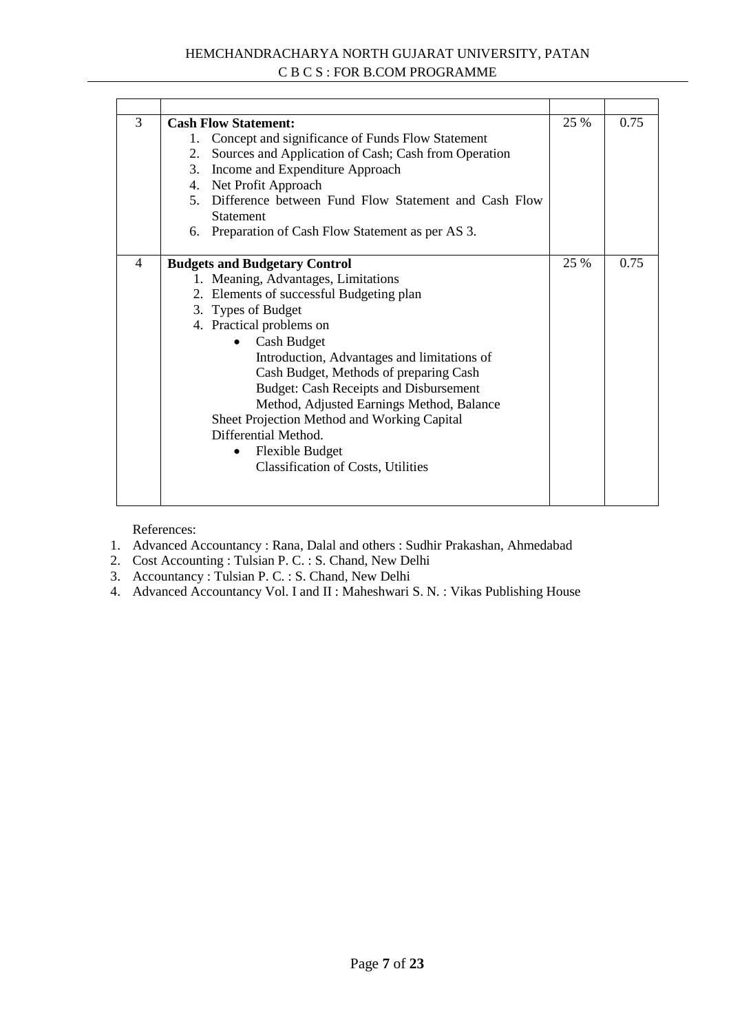| | | | |
|---|---|---|---|
| 3 | **Cash Flow Statement:**<br>1. Concept and significance of Funds Flow Statement<br>2. Sources and Application of Cash; Cash from Operation<br>3. Income and Expenditure Approach<br>4. Net Profit Approach<br>5. Difference between Fund Flow Statement and Cash Flow Statement<br>6. Preparation of Cash Flow Statement as per AS 3. | 25 % | 0.75 |
| 4 | **Budgets and Budgetary Control**<br>1. Meaning, Advantages, Limitations<br>2. Elements of successful Budgeting plan<br>3. Types of Budget<br>4. Practical problems on<br>• Cash Budget<br>Introduction, Advantages and limitations of Cash Budget, Methods of preparing Cash Budget: Cash Receipts and Disbursement Method, Adjusted Earnings Method, Balance Sheet Projection Method and Working Capital Differential Method.<br>• Flexible Budget<br>Classification of Costs, Utilities | 25 % | 0.75 |

References:

1. Advanced Accountancy : Rana, Dalal and others : Sudhir Prakashan, Ahmedabad
2. Cost Accounting : Tulsian P. C. : S. Chand, New Delhi
3. Accountancy : Tulsian P. C. : S. Chand, New Delhi
4. Advanced Accountancy Vol. I and II : Maheshwari S. N. : Vikas Publishing House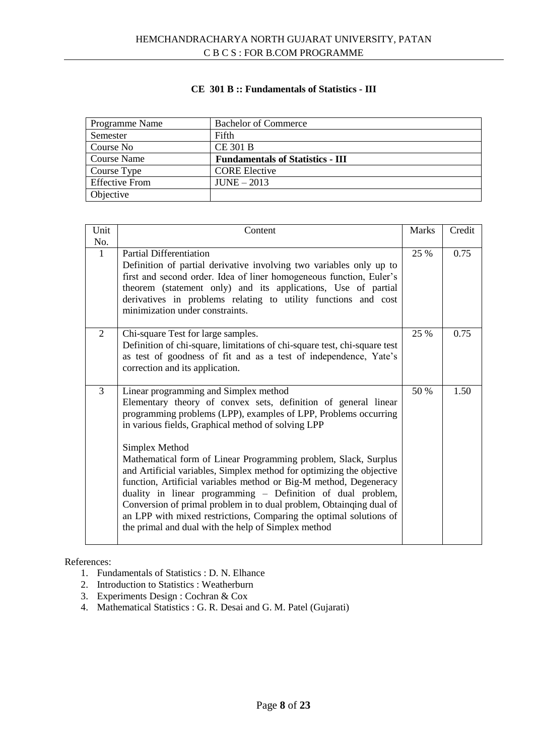## CE 301 B :: Fundamentals of Statistics - III

| Programme Name | Bachelor of Commerce |
|---|---|
| Semester | Fifth |
| Course No | CE 301 B |
| Course Name | **Fundamentals of Statistics - III** |
| Course Type | CORE Elective |
| Effective From | JUNE – 2013 |
| Objective | |

| Unit No. | Content | Marks | Credit |
|---|---|---|---|
| 1 | Partial Differentiation<br>Definition of partial derivative involving two variables only up to first and second order. Idea of liner homogeneous function, Euler's theorem (statement only) and its applications, Use of partial derivatives in problems relating to utility functions and cost minimization under constraints. | 25 % | 0.75 |
| 2 | Chi-square Test for large samples.<br>Definition of chi-square, limitations of chi-square test, chi-square test as test of goodness of fit and as a test of independence, Yate's correction and its application. | 25 % | 0.75 |
| 3 | Linear programming and Simplex method<br>Elementary theory of convex sets, definition of general linear programming problems (LPP), examples of LPP, Problems occurring in various fields, Graphical method of solving LPP<br><br>Simplex Method<br>Mathematical form of Linear Programming problem, Slack, Surplus and Artificial variables, Simplex method for optimizing the objective function, Artificial variables method or Big-M method, Degeneracy duality in linear programming – Definition of dual problem, Conversion of primal problem in to dual problem, Obtainqing dual of an LPP with mixed restrictions, Comparing the optimal solutions of the primal and dual with the help of Simplex method | 50 % | 1.50 |

References:

1. Fundamentals of Statistics : D. N. Elhance
2. Introduction to Statistics : Weatherburn
3. Experiments Design : Cochran & Cox
4. Mathematical Statistics : G. R. Desai and G. M. Patel (Gujarati)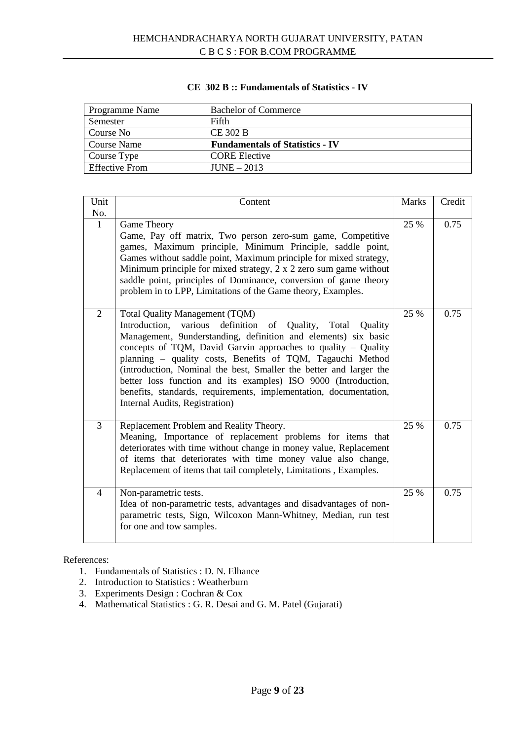## CE 302 B :: Fundamentals of Statistics - IV

| Programme Name | Bachelor of Commerce |
|---|---|
| Semester | Fifth |
| Course No | CE 302 B |
| Course Name | **Fundamentals of Statistics - IV** |
| Course Type | CORE Elective |
| Effective From | JUNE – 2013 |

| Unit No. | Content | Marks | Credit |
|---|---|---|---|
| 1 | Game Theory<br>Game, Pay off matrix, Two person zero-sum game, Competitive games, Maximum principle, Minimum Principle, saddle point, Games without saddle point, Maximum principle for mixed strategy, Minimum principle for mixed strategy, 2 x 2 zero sum game without saddle point, principles of Dominance, conversion of game theory problem in to LPP, Limitations of the Game theory, Examples. | 25 % | 0.75 |
| 2 | Total Quality Management (TQM)<br>Introduction, various definition of Quality, Total Quality Management, 9understanding, definition and elements) six basic concepts of TQM, David Garvin approaches to quality – Quality planning – quality costs, Benefits of TQM, Tagauchi Method (introduction, Nominal the best, Smaller the better and larger the better loss function and its examples) ISO 9000 (Introduction, benefits, standards, requirements, implementation, documentation, Internal Audits, Registration) | 25 % | 0.75 |
| 3 | Replacement Problem and Reality Theory.<br>Meaning, Importance of replacement problems for items that deteriorates with time without change in money value, Replacement of items that deteriorates with time money value also change, Replacement of items that tail completely, Limitations , Examples. | 25 % | 0.75 |
| 4 | Non-parametric tests.<br>Idea of non-parametric tests, advantages and disadvantages of non-parametric tests, Sign, Wilcoxon Mann-Whitney, Median, run test for one and tow samples. | 25 % | 0.75 |

References:

1. Fundamentals of Statistics : D. N. Elhance
2. Introduction to Statistics : Weatherburn
3. Experiments Design : Cochran & Cox
4. Mathematical Statistics : G. R. Desai and G. M. Patel (Gujarati)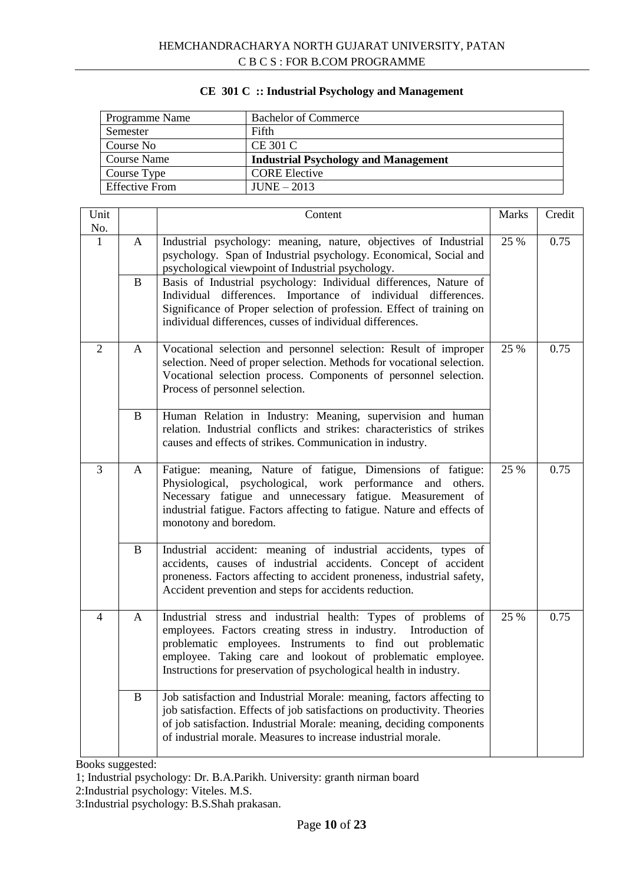HEMCHANDRACHARYA NORTH GUJARAT UNIVERSITY, PATAN
C B C S : FOR B.COM PROGRAMME

## CE 301 C :: Industrial Psychology and Management

| Programme Name | Bachelor of Commerce |
|---|---|
| Semester | Fifth |
| Course No | CE 301 C |
| Course Name | **Industrial Psychology and Management** |
| Course Type | CORE Elective |
| Effective From | JUNE – 2013 |

| Unit No. | | Content | Marks | Credit |
|---|---|---|---|---|
| 1 | A | Industrial psychology: meaning, nature, objectives of Industrial psychology. Span of Industrial psychology. Economical, Social and psychological viewpoint of Industrial psychology. | 25 % | 0.75 |
| | B | Basis of Industrial psychology: Individual differences, Nature of Individual differences. Importance of individual differences. Significance of Proper selection of profession. Effect of training on individual differences, cusses of individual differences. | | |
| 2 | A | Vocational selection and personnel selection: Result of improper selection. Need of proper selection. Methods for vocational selection. Vocational selection process. Components of personnel selection. Process of personnel selection. | 25 % | 0.75 |
| | B | Human Relation in Industry: Meaning, supervision and human relation. Industrial conflicts and strikes: characteristics of strikes causes and effects of strikes. Communication in industry. | | |
| 3 | A | Fatigue: meaning, Nature of fatigue, Dimensions of fatigue: Physiological, psychological, work performance and others. Necessary fatigue and unnecessary fatigue. Measurement of industrial fatigue. Factors affecting to fatigue. Nature and effects of monotony and boredom. | 25 % | 0.75 |
| | B | Industrial accident: meaning of industrial accidents, types of accidents, causes of industrial accidents. Concept of accident proneness. Factors affecting to accident proneness, industrial safety, Accident prevention and steps for accidents reduction. | | |
| 4 | A | Industrial stress and industrial health: Types of problems of employees. Factors creating stress in industry. Introduction of problematic employees. Instruments to find out problematic employee. Taking care and lookout of problematic employee. Instructions for preservation of psychological health in industry. | 25 % | 0.75 |
| | B | Job satisfaction and Industrial Morale: meaning, factors affecting to job satisfaction. Effects of job satisfactions on productivity. Theories of job satisfaction. Industrial Morale: meaning, deciding components of industrial morale. Measures to increase industrial morale. | | |

Books suggested:

1; Industrial psychology: Dr. B.A.Parikh. University: granth nirman board

2:Industrial psychology: Viteles. M.S.

3:Industrial psychology: B.S.Shah prakasan.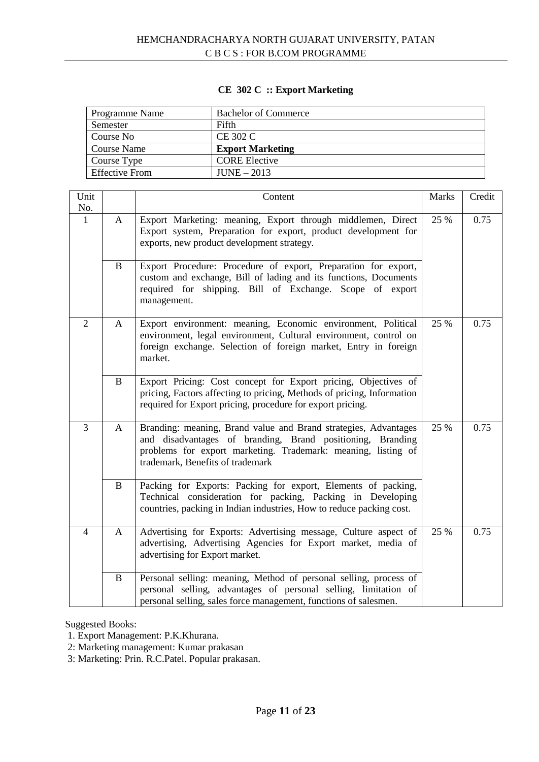## CE 302 C :: Export Marketing

| Programme Name | Bachelor of Commerce |
|---|---|
| Semester | Fifth |
| Course No | CE 302 C |
| Course Name | **Export Marketing** |
| Course Type | CORE Elective |
| Effective From | JUNE – 2013 |

| Unit No. | | Content | Marks | Credit |
|---|---|---|---|---|
| 1 | A | Export Marketing: meaning, Export through middlemen, Direct Export system, Preparation for export, product development for exports, new product development strategy. | 25 % | 0.75 |
| | B | Export Procedure: Procedure of export, Preparation for export, custom and exchange, Bill of lading and its functions, Documents required for shipping. Bill of Exchange. Scope of export management. | | |
| 2 | A | Export environment: meaning, Economic environment, Political environment, legal environment, Cultural environment, control on foreign exchange. Selection of foreign market, Entry in foreign market. | 25 % | 0.75 |
| | B | Export Pricing: Cost concept for Export pricing, Objectives of pricing, Factors affecting to pricing, Methods of pricing, Information required for Export pricing, procedure for export pricing. | | |
| 3 | A | Branding: meaning, Brand value and Brand strategies, Advantages and disadvantages of branding, Brand positioning, Branding problems for export marketing. Trademark: meaning, listing of trademark, Benefits of trademark | 25 % | 0.75 |
| | B | Packing for Exports: Packing for export, Elements of packing, Technical consideration for packing, Packing in Developing countries, packing in Indian industries, How to reduce packing cost. | | |
| 4 | A | Advertising for Exports: Advertising message, Culture aspect of advertising, Advertising Agencies for Export market, media of advertising for Export market. | 25 % | 0.75 |
| | B | Personal selling: meaning, Method of personal selling, process of personal selling, advantages of personal selling, limitation of personal selling, sales force management, functions of salesmen. | | |

Suggested Books:

1. Export Management: P.K.Khurana.
2: Marketing management: Kumar prakasan
3: Marketing: Prin. R.C.Patel. Popular prakasan.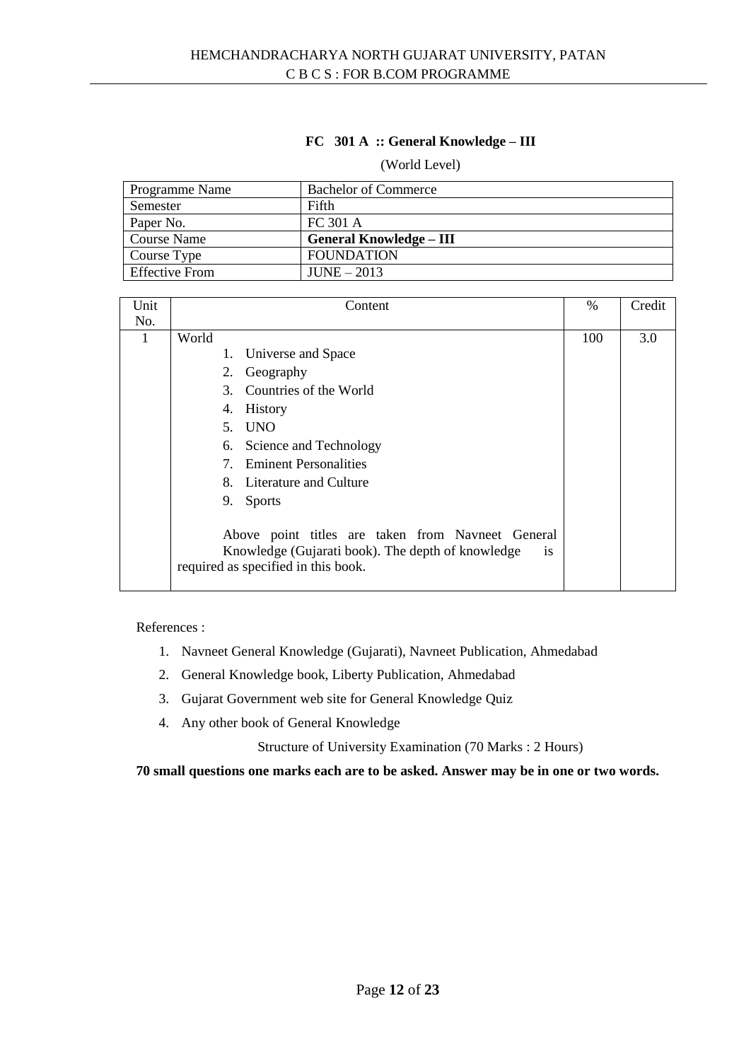**FC 301 A :: General Knowledge – III**

(World Level)

| Programme Name | Bachelor of Commerce |
|---|---|
| Semester | Fifth |
| Paper No. | FC 301 A |
| Course Name | **General Knowledge – III** |
| Course Type | FOUNDATION |
| Effective From | JUNE – 2013 |

| Unit No. | Content | % | Credit |
|---|---|---|---|
| 1 | World<br>1. Universe and Space<br>2. Geography<br>3. Countries of the World<br>4. History<br>5. UNO<br>6. Science and Technology<br>7. Eminent Personalities<br>8. Literature and Culture<br>9. Sports<br><br>Above point titles are taken from Navneet General Knowledge (Gujarati book). The depth of knowledge is required as specified in this book. | 100 | 3.0 |

References :

1. Navneet General Knowledge (Gujarati), Navneet Publication, Ahmedabad
2. General Knowledge book, Liberty Publication, Ahmedabad
3. Gujarat Government web site for General Knowledge Quiz
4. Any other book of General Knowledge

Structure of University Examination (70 Marks : 2 Hours)

**70 small questions one marks each are to be asked. Answer may be in one or two words.**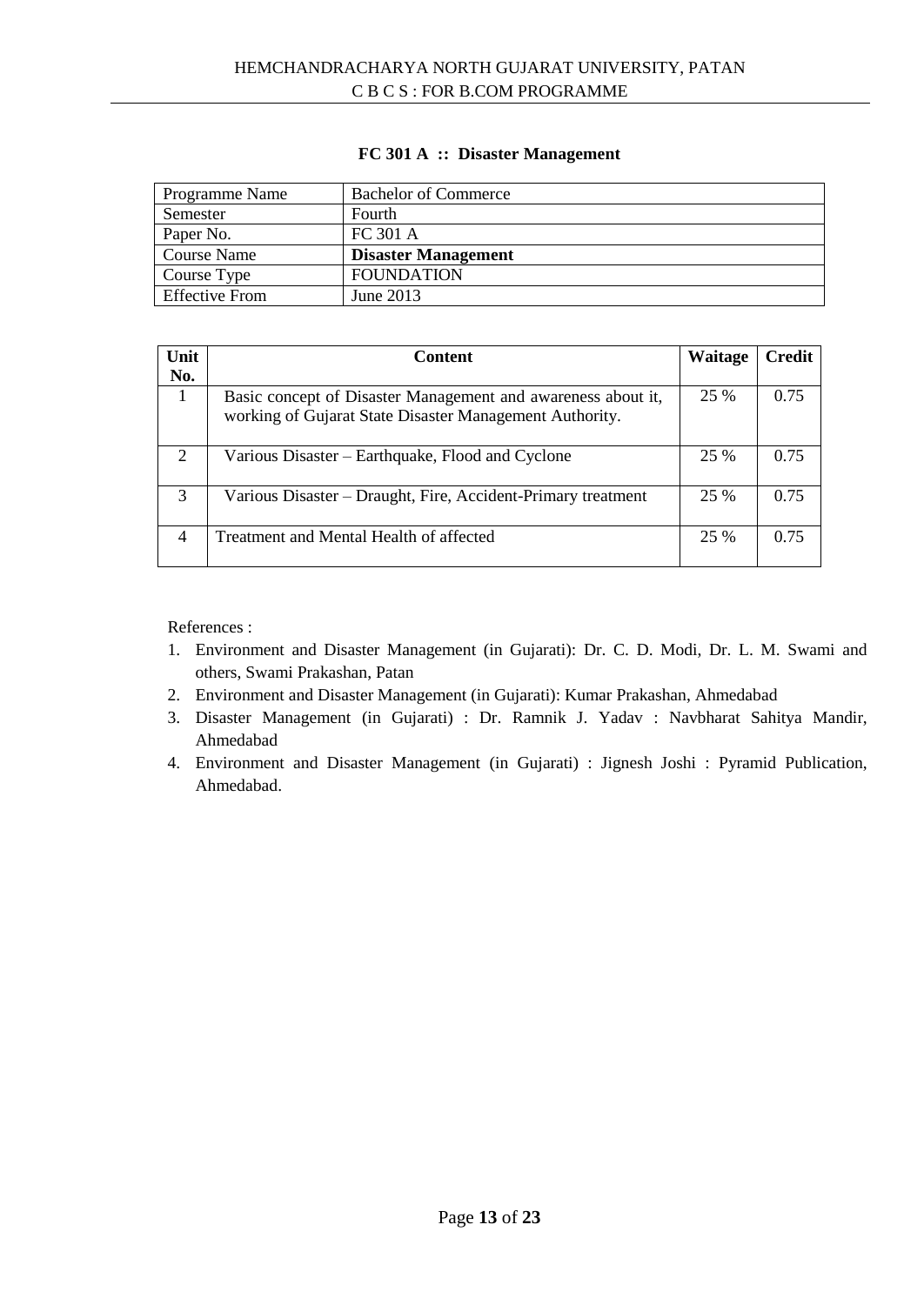## FC 301 A :: Disaster Management

| Programme Name | Bachelor of Commerce |
|---|---|
| Semester | Fourth |
| Paper No. | FC 301 A |
| Course Name | **Disaster Management** |
| Course Type | FOUNDATION |
| Effective From | June 2013 |

| Unit No. | Content | Waitage | Credit |
|---|---|---|---|
| 1 | Basic concept of Disaster Management and awareness about it, working of Gujarat State Disaster Management Authority. | 25 % | 0.75 |
| 2 | Various Disaster – Earthquake, Flood and Cyclone | 25 % | 0.75 |
| 3 | Various Disaster – Draught, Fire, Accident-Primary treatment | 25 % | 0.75 |
| 4 | Treatment and Mental Health of affected | 25 % | 0.75 |

References :

1. Environment and Disaster Management (in Gujarati): Dr. C. D. Modi, Dr. L. M. Swami and others, Swami Prakashan, Patan
2. Environment and Disaster Management (in Gujarati): Kumar Prakashan, Ahmedabad
3. Disaster Management (in Gujarati) : Dr. Ramnik J. Yadav : Navbharat Sahitya Mandir, Ahmedabad
4. Environment and Disaster Management (in Gujarati) : Jignesh Joshi : Pyramid Publication, Ahmedabad.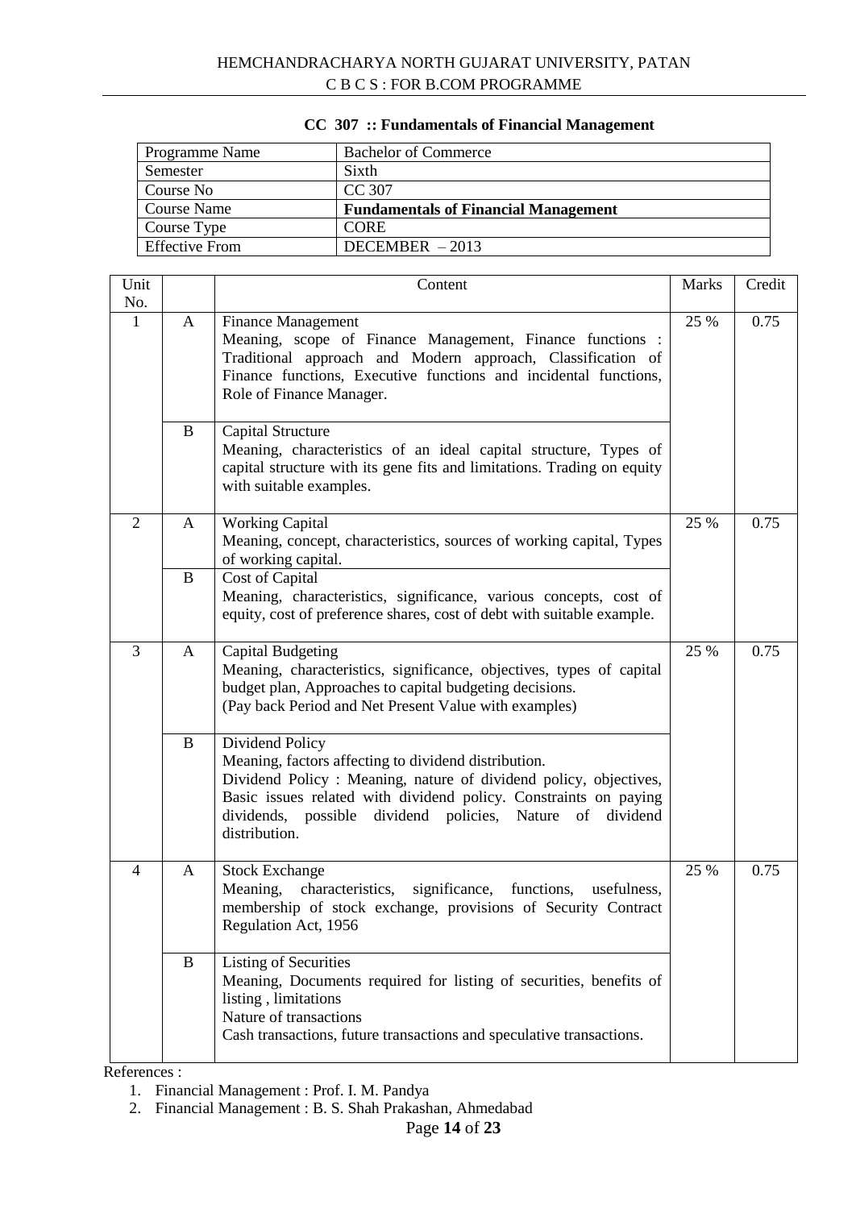HEMCHANDRACHARYA NORTH GUJARAT UNIVERSITY, PATAN
C B C S : FOR B.COM PROGRAMME

## CC 307 :: Fundamentals of Financial Management

| Programme Name | Bachelor of Commerce |
|---|---|
| Semester | Sixth |
| Course No | CC 307 |
| Course Name | **Fundamentals of Financial Management** |
| Course Type | CORE |
| Effective From | DECEMBER – 2013 |

| Unit No. | | Content | Marks | Credit |
|---|---|---|---|---|
| 1 | A | Finance Management<br>Meaning, scope of Finance Management, Finance functions : Traditional approach and Modern approach, Classification of Finance functions, Executive functions and incidental functions, Role of Finance Manager. | 25 % | 0.75 |
| | B | Capital Structure<br>Meaning, characteristics of an ideal capital structure, Types of capital structure with its gene fits and limitations. Trading on equity with suitable examples. | | |
| 2 | A | Working Capital<br>Meaning, concept, characteristics, sources of working capital, Types of working capital. | 25 % | 0.75 |
| | B | Cost of Capital<br>Meaning, characteristics, significance, various concepts, cost of equity, cost of preference shares, cost of debt with suitable example. | | |
| 3 | A | Capital Budgeting<br>Meaning, characteristics, significance, objectives, types of capital budget plan, Approaches to capital budgeting decisions.<br>(Pay back Period and Net Present Value with examples) | 25 % | 0.75 |
| | B | Dividend Policy<br>Meaning, factors affecting to dividend distribution.<br>Dividend Policy : Meaning, nature of dividend policy, objectives, Basic issues related with dividend policy. Constraints on paying dividends, possible dividend policies, Nature of dividend distribution. | | |
| 4 | A | Stock Exchange<br>Meaning, characteristics, significance, functions, usefulness, membership of stock exchange, provisions of Security Contract Regulation Act, 1956 | 25 % | 0.75 |
| | B | Listing of Securities<br>Meaning, Documents required for listing of securities, benefits of listing , limitations<br>Nature of transactions<br>Cash transactions, future transactions and speculative transactions. | | |

References :

1. Financial Management : Prof. I. M. Pandya
2. Financial Management : B. S. Shah Prakashan, Ahmedabad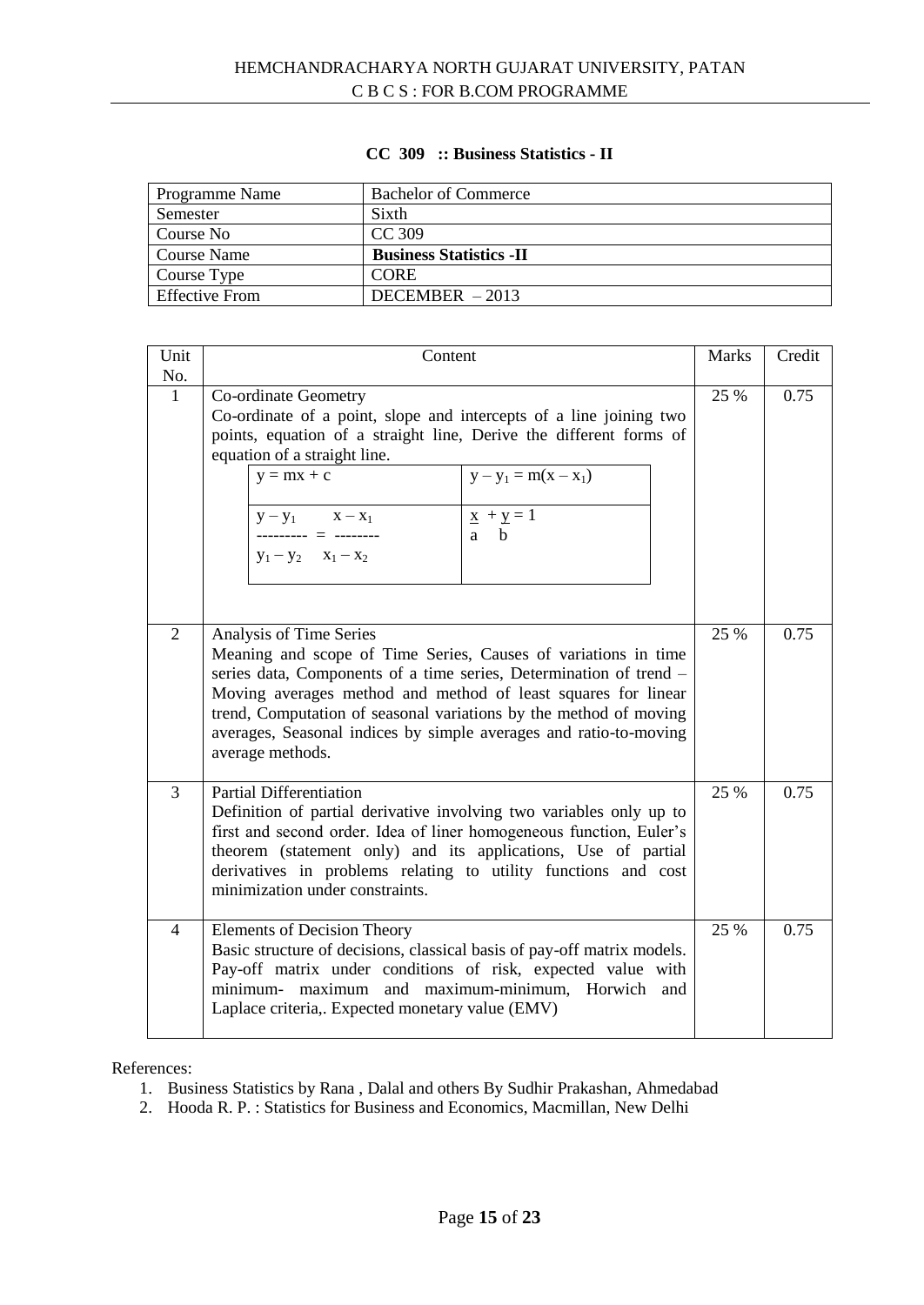HEMCHANDRACHARYA NORTH GUJARAT UNIVERSITY, PATAN
C B C S : FOR B.COM PROGRAMME

## CC 309 :: Business Statistics - II

| Programme Name | Bachelor of Commerce |
|---|---|
| Semester | Sixth |
| Course No | CC 309 |
| Course Name | **Business Statistics -II** |
| Course Type | CORE |
| Effective From | DECEMBER – 2013 |

| Unit No. | Content | Marks | Credit |
|---|---|---|---|
| 1 | Co-ordinate Geometry<br>Co-ordinate of a point, slope and intercepts of a line joining two points, equation of a straight line, Derive the different forms of equation of a straight line.<br>$y = mx + c$ ; $y - y_1 = m(x - x_1)$<br>$\frac{y - y_1}{y_1 - y_2} = \frac{x - x_1}{x_1 - x_2}$ ; $\frac{x}{a} + \frac{y}{b} = 1$ | 25 % | 0.75 |
| 2 | Analysis of Time Series<br>Meaning and scope of Time Series, Causes of variations in time series data, Components of a time series, Determination of trend – Moving averages method and method of least squares for linear trend, Computation of seasonal variations by the method of moving averages, Seasonal indices by simple averages and ratio-to-moving average methods. | 25 % | 0.75 |
| 3 | Partial Differentiation<br>Definition of partial derivative involving two variables only up to first and second order. Idea of liner homogeneous function, Euler's theorem (statement only) and its applications, Use of partial derivatives in problems relating to utility functions and cost minimization under constraints. | 25 % | 0.75 |
| 4 | Elements of Decision Theory<br>Basic structure of decisions, classical basis of pay-off matrix models. Pay-off matrix under conditions of risk, expected value with minimum- maximum and maximum-minimum, Horwich and Laplace criteria,. Expected monetary value (EMV) | 25 % | 0.75 |

References:

1. Business Statistics by Rana , Dalal and others By Sudhir Prakashan, Ahmedabad
2. Hooda R. P. : Statistics for Business and Economics, Macmillan, New Delhi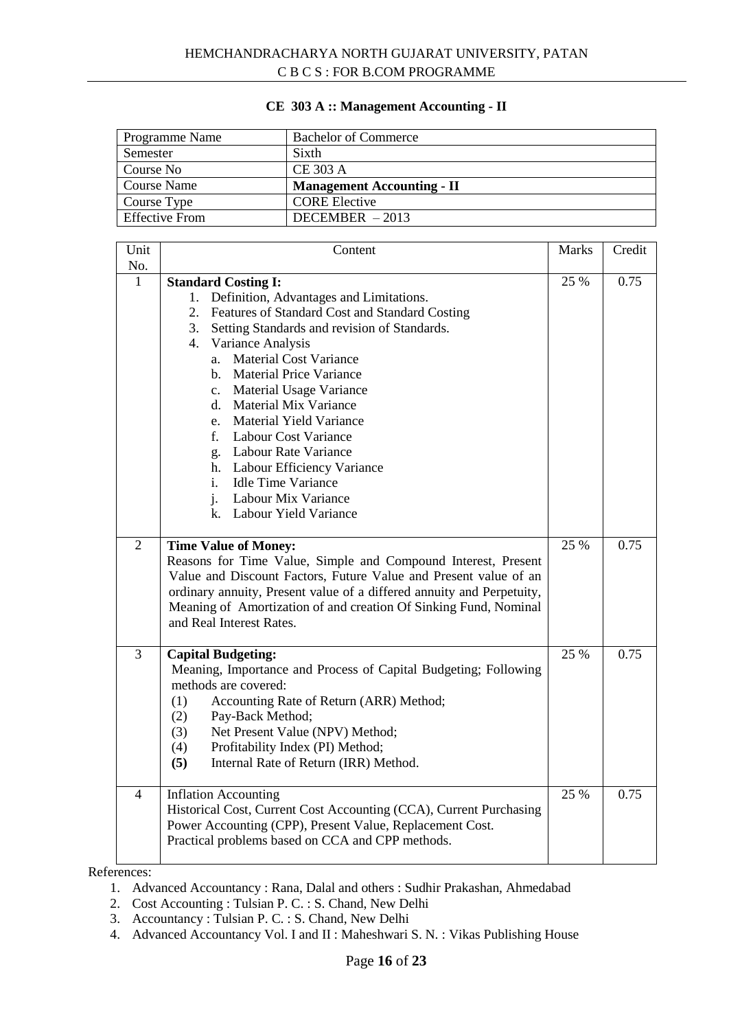HEMCHANDRACHARYA NORTH GUJARAT UNIVERSITY, PATAN
C B C S : FOR B.COM PROGRAMME

### CE 303 A :: Management Accounting - II

| Programme Name | Bachelor of Commerce |
|---|---|
| Semester | Sixth |
| Course No | CE 303 A |
| Course Name | **Management Accounting - II** |
| Course Type | CORE Elective |
| Effective From | DECEMBER – 2013 |

| Unit No. | Content | Marks | Credit |
|---|---|---|---|
| 1 | **Standard Costing I:**<br>1. Definition, Advantages and Limitations.<br>2. Features of Standard Cost and Standard Costing<br>3. Setting Standards and revision of Standards.<br>4. Variance Analysis<br>a. Material Cost Variance<br>b. Material Price Variance<br>c. Material Usage Variance<br>d. Material Mix Variance<br>e. Material Yield Variance<br>f. Labour Cost Variance<br>g. Labour Rate Variance<br>h. Labour Efficiency Variance<br>i. Idle Time Variance<br>j. Labour Mix Variance<br>k. Labour Yield Variance | 25 % | 0.75 |
| 2 | **Time Value of Money:**<br>Reasons for Time Value, Simple and Compound Interest, Present Value and Discount Factors, Future Value and Present value of an ordinary annuity, Present value of a differed annuity and Perpetuity, Meaning of Amortization of and creation Of Sinking Fund, Nominal and Real Interest Rates. | 25 % | 0.75 |
| 3 | **Capital Budgeting:**<br>Meaning, Importance and Process of Capital Budgeting; Following methods are covered:<br>(1) Accounting Rate of Return (ARR) Method;<br>(2) Pay-Back Method;<br>(3) Net Present Value (NPV) Method;<br>(4) Profitability Index (PI) Method;<br>**(5)** Internal Rate of Return (IRR) Method. | 25 % | 0.75 |
| 4 | Inflation Accounting<br>Historical Cost, Current Cost Accounting (CCA), Current Purchasing Power Accounting (CPP), Present Value, Replacement Cost.<br>Practical problems based on CCA and CPP methods. | 25 % | 0.75 |

References:

1. Advanced Accountancy : Rana, Dalal and others : Sudhir Prakashan, Ahmedabad
2. Cost Accounting : Tulsian P. C. : S. Chand, New Delhi
3. Accountancy : Tulsian P. C. : S. Chand, New Delhi
4. Advanced Accountancy Vol. I and II : Maheshwari S. N. : Vikas Publishing House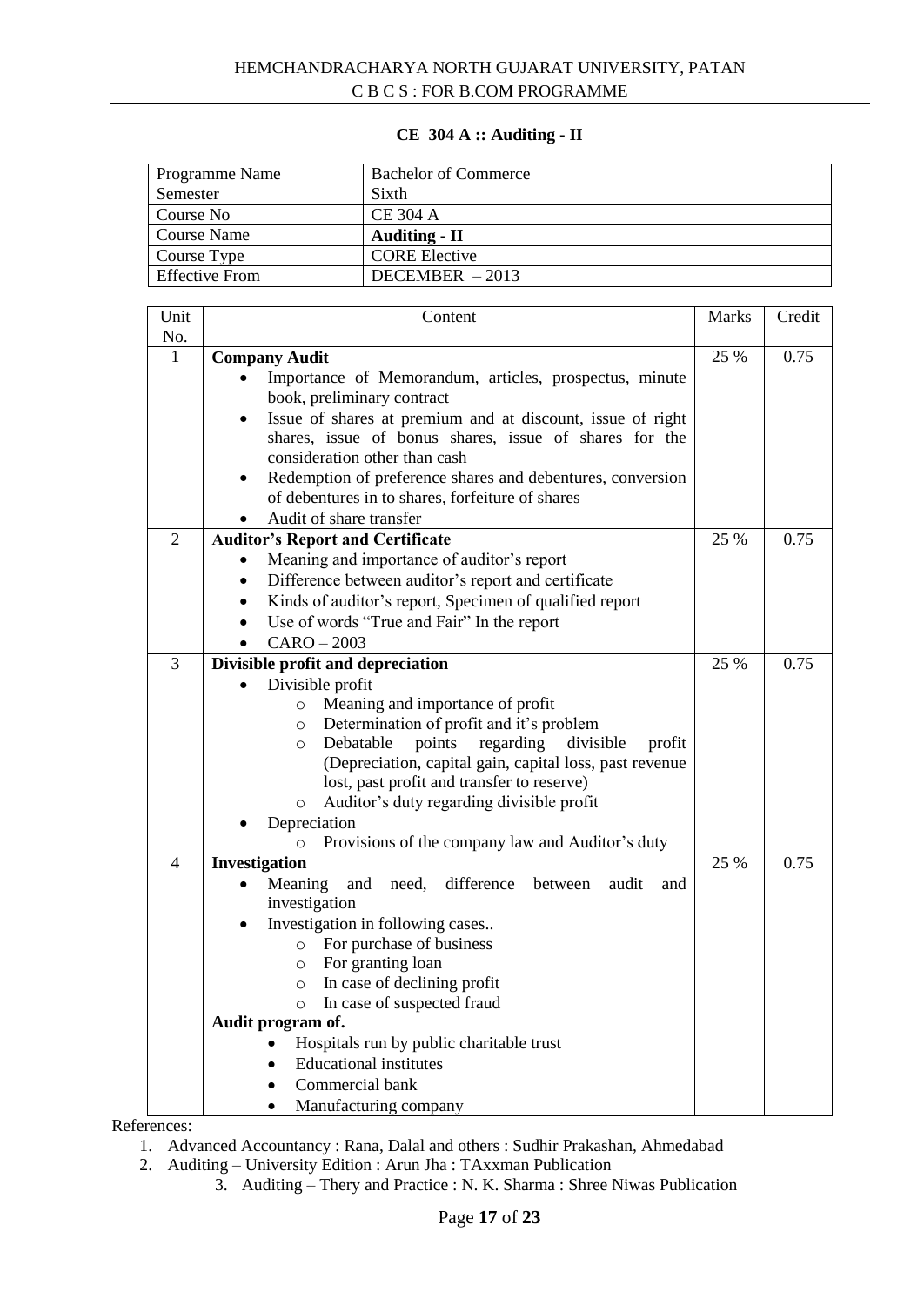HEMCHANDRACHARYA NORTH GUJARAT UNIVERSITY, PATAN
C B C S : FOR B.COM PROGRAMME

## CE 304 A :: Auditing - II

| Programme Name | Bachelor of Commerce |
|---|---|
| Semester | Sixth |
| Course No | CE 304 A |
| Course Name | **Auditing - II** |
| Course Type | CORE Elective |
| Effective From | DECEMBER – 2013 |

| Unit No. | Content | Marks | Credit |
|---|---|---|---|
| 1 | **Company Audit**<br>• Importance of Memorandum, articles, prospectus, minute book, preliminary contract<br>• Issue of shares at premium and at discount, issue of right shares, issue of bonus shares, issue of shares for the consideration other than cash<br>• Redemption of preference shares and debentures, conversion of debentures in to shares, forfeiture of shares<br>• Audit of share transfer | 25 % | 0.75 |
| 2 | **Auditor's Report and Certificate**<br>• Meaning and importance of auditor's report<br>• Difference between auditor's report and certificate<br>• Kinds of auditor's report, Specimen of qualified report<br>• Use of words "True and Fair" In the report<br>• CARO – 2003 | 25 % | 0.75 |
| 3 | **Divisible profit and depreciation**<br>• Divisible profit<br>  o Meaning and importance of profit<br>  o Determination of profit and it's problem<br>  o Debatable points regarding divisible profit (Depreciation, capital gain, capital loss, past revenue lost, past profit and transfer to reserve)<br>  o Auditor's duty regarding divisible profit<br>• Depreciation<br>  o Provisions of the company law and Auditor's duty | 25 % | 0.75 |
| 4 | **Investigation**<br>• Meaning and need, difference between audit and investigation<br>• Investigation in following cases..<br>  o For purchase of business<br>  o For granting loan<br>  o In case of declining profit<br>  o In case of suspected fraud<br>**Audit program of.**<br>• Hospitals run by public charitable trust<br>• Educational institutes<br>• Commercial bank<br>• Manufacturing company | 25 % | 0.75 |

References:

1. Advanced Accountancy : Rana, Dalal and others : Sudhir Prakashan, Ahmedabad
2. Auditing – University Edition : Arun Jha : TAxxman Publication
3. Auditing – Thery and Practice : N. K. Sharma : Shree Niwas Publication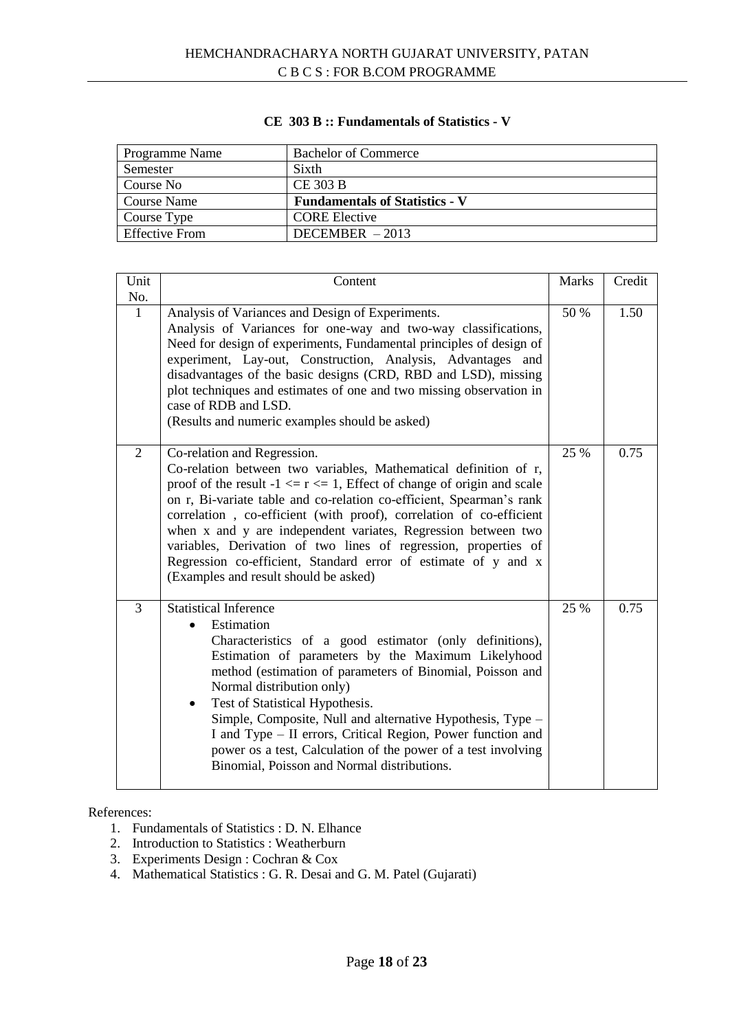## CE 303 B :: Fundamentals of Statistics - V

| Programme Name | Bachelor of Commerce |
|---|---|
| Semester | Sixth |
| Course No | CE 303 B |
| Course Name | **Fundamentals of Statistics - V** |
| Course Type | CORE Elective |
| Effective From | DECEMBER – 2013 |

| Unit No. | Content | Marks | Credit |
|---|---|---|---|
| 1 | Analysis of Variances and Design of Experiments.<br>Analysis of Variances for one-way and two-way classifications, Need for design of experiments, Fundamental principles of design of experiment, Lay-out, Construction, Analysis, Advantages and disadvantages of the basic designs (CRD, RBD and LSD), missing plot techniques and estimates of one and two missing observation in case of RDB and LSD.<br>(Results and numeric examples should be asked) | 50 % | 1.50 |
| 2 | Co-relation and Regression.<br>Co-relation between two variables, Mathematical definition of r, proof of the result $-1 <= r <= 1$, Effect of change of origin and scale on r, Bi-variate table and co-relation co-efficient, Spearman's rank correlation , co-efficient (with proof), correlation of co-efficient when x and y are independent variates, Regression between two variables, Derivation of two lines of regression, properties of Regression co-efficient, Standard error of estimate of y and x<br>(Examples and result should be asked) | 25 % | 0.75 |
| 3 | Statistical Inference<br>• Estimation<br>Characteristics of a good estimator (only definitions), Estimation of parameters by the Maximum Likelyhood method (estimation of parameters of Binomial, Poisson and Normal distribution only)<br>• Test of Statistical Hypothesis.<br>Simple, Composite, Null and alternative Hypothesis, Type – I and Type – II errors, Critical Region, Power function and power os a test, Calculation of the power of a test involving Binomial, Poisson and Normal distributions. | 25 % | 0.75 |

References:

1. Fundamentals of Statistics : D. N. Elhance
2. Introduction to Statistics : Weatherburn
3. Experiments Design : Cochran & Cox
4. Mathematical Statistics : G. R. Desai and G. M. Patel (Gujarati)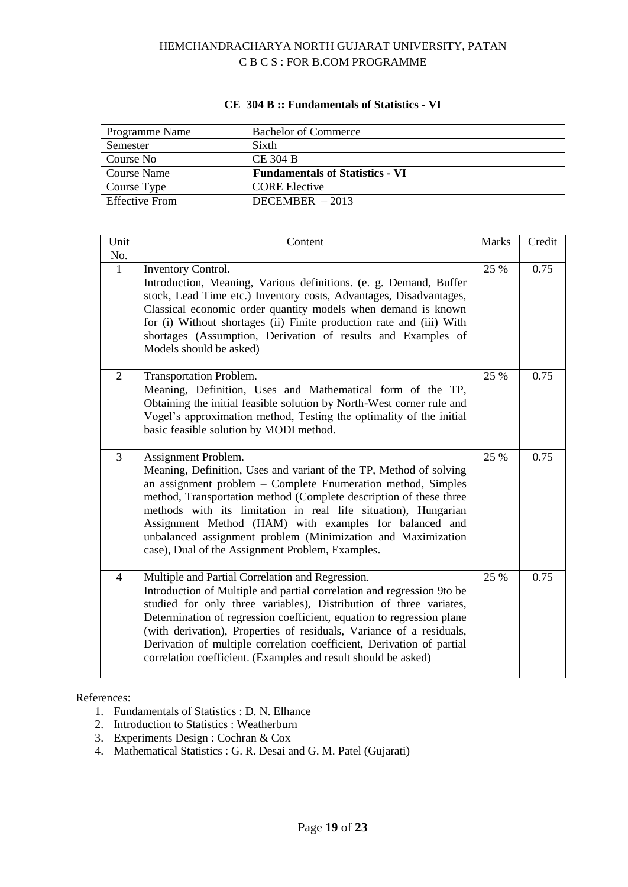# CE 304 B :: Fundamentals of Statistics - VI

| Programme Name | Bachelor of Commerce |
|---|---|
| Semester | Sixth |
| Course No | CE 304 B |
| Course Name | **Fundamentals of Statistics - VI** |
| Course Type | CORE Elective |
| Effective From | DECEMBER – 2013 |

| Unit No. | Content | Marks | Credit |
|---|---|---|---|
| 1 | Inventory Control.<br>Introduction, Meaning, Various definitions. (e. g. Demand, Buffer stock, Lead Time etc.) Inventory costs, Advantages, Disadvantages, Classical economic order quantity models when demand is known for (i) Without shortages (ii) Finite production rate and (iii) With shortages (Assumption, Derivation of results and Examples of Models should be asked) | 25 % | 0.75 |
| 2 | Transportation Problem.<br>Meaning, Definition, Uses and Mathematical form of the TP, Obtaining the initial feasible solution by North-West corner rule and Vogel's approximation method, Testing the optimality of the initial basic feasible solution by MODI method. | 25 % | 0.75 |
| 3 | Assignment Problem.<br>Meaning, Definition, Uses and variant of the TP, Method of solving an assignment problem – Complete Enumeration method, Simples method, Transportation method (Complete description of these three methods with its limitation in real life situation), Hungarian Assignment Method (HAM) with examples for balanced and unbalanced assignment problem (Minimization and Maximization case), Dual of the Assignment Problem, Examples. | 25 % | 0.75 |
| 4 | Multiple and Partial Correlation and Regression.<br>Introduction of Multiple and partial correlation and regression 9to be studied for only three variables), Distribution of three variates, Determination of regression coefficient, equation to regression plane (with derivation), Properties of residuals, Variance of a residuals, Derivation of multiple correlation coefficient, Derivation of partial correlation coefficient. (Examples and result should be asked) | 25 % | 0.75 |

References:

1. Fundamentals of Statistics : D. N. Elhance
2. Introduction to Statistics : Weatherburn
3. Experiments Design : Cochran & Cox
4. Mathematical Statistics : G. R. Desai and G. M. Patel (Gujarati)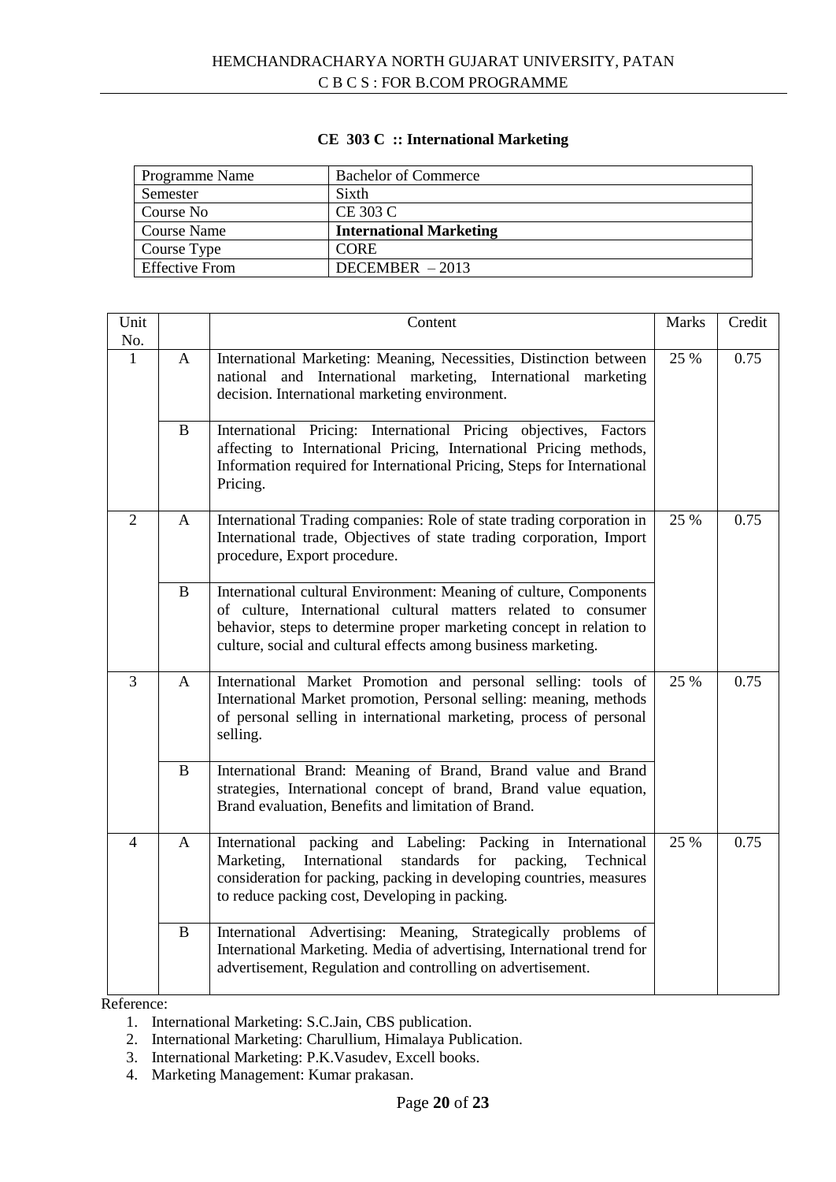**CE 303 C :: International Marketing**

| Programme Name | Bachelor of Commerce |
|---|---|
| Semester | Sixth |
| Course No | CE 303 C |
| Course Name | **International Marketing** |
| Course Type | CORE |
| Effective From | DECEMBER – 2013 |

| Unit No. | | Content | Marks | Credit |
|---|---|---|---|---|
| 1 | A | International Marketing: Meaning, Necessities, Distinction between national and International marketing, International marketing decision. International marketing environment. | 25 % | 0.75 |
| | B | International Pricing: International Pricing objectives, Factors affecting to International Pricing, International Pricing methods, Information required for International Pricing, Steps for International Pricing. | | |
| 2 | A | International Trading companies: Role of state trading corporation in International trade, Objectives of state trading corporation, Import procedure, Export procedure. | 25 % | 0.75 |
| | B | International cultural Environment: Meaning of culture, Components of culture, International cultural matters related to consumer behavior, steps to determine proper marketing concept in relation to culture, social and cultural effects among business marketing. | | |
| 3 | A | International Market Promotion and personal selling: tools of International Market promotion, Personal selling: meaning, methods of personal selling in international marketing, process of personal selling. | 25 % | 0.75 |
| | B | International Brand: Meaning of Brand, Brand value and Brand strategies, International concept of brand, Brand value equation, Brand evaluation, Benefits and limitation of Brand. | | |
| 4 | A | International packing and Labeling: Packing in International Marketing, International standards for packing, Technical consideration for packing, packing in developing countries, measures to reduce packing cost, Developing in packing. | 25 % | 0.75 |
| | B | International Advertising: Meaning, Strategically problems of International Marketing. Media of advertising, International trend for advertisement, Regulation and controlling on advertisement. | | |

Reference:

1. International Marketing: S.C.Jain, CBS publication.
2. International Marketing: Charullium, Himalaya Publication.
3. International Marketing: P.K.Vasudev, Excell books.
4. Marketing Management: Kumar prakasan.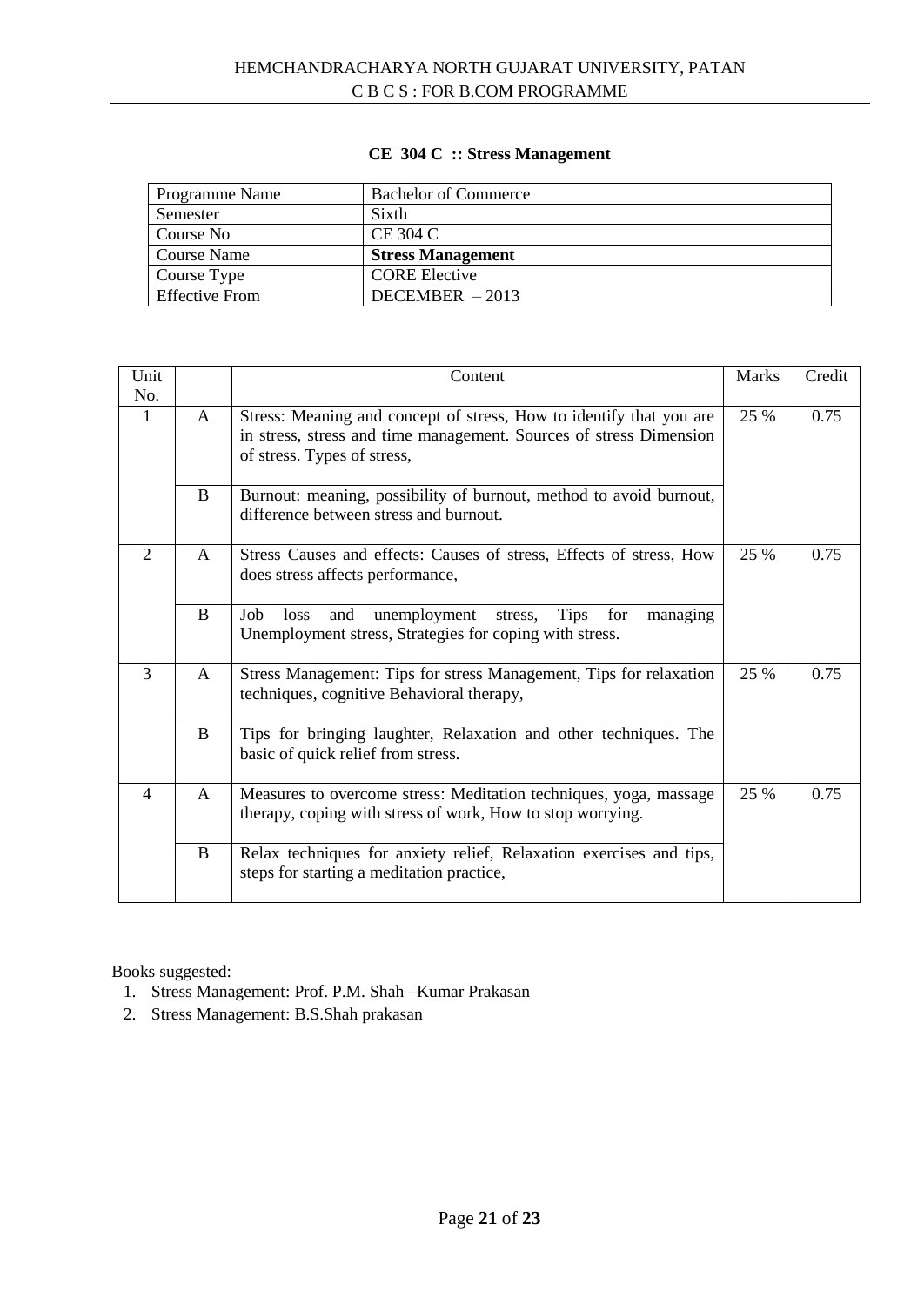# CE 304 C :: Stress Management

| Programme Name | Bachelor of Commerce |
|---|---|
| Semester | Sixth |
| Course No | CE 304 C |
| Course Name | **Stress Management** |
| Course Type | CORE Elective |
| Effective From | DECEMBER – 2013 |

| Unit No. | | Content | Marks | Credit |
|---|---|---|---|---|
| 1 | A | Stress: Meaning and concept of stress, How to identify that you are in stress, stress and time management. Sources of stress Dimension of stress. Types of stress, | 25 % | 0.75 |
| | B | Burnout: meaning, possibility of burnout, method to avoid burnout, difference between stress and burnout. | | |
| 2 | A | Stress Causes and effects: Causes of stress, Effects of stress, How does stress affects performance, | 25 % | 0.75 |
| | B | Job loss and unemployment stress, Tips for managing Unemployment stress, Strategies for coping with stress. | | |
| 3 | A | Stress Management: Tips for stress Management, Tips for relaxation techniques, cognitive Behavioral therapy, | 25 % | 0.75 |
| | B | Tips for bringing laughter, Relaxation and other techniques. The basic of quick relief from stress. | | |
| 4 | A | Measures to overcome stress: Meditation techniques, yoga, massage therapy, coping with stress of work, How to stop worrying. | 25 % | 0.75 |
| | B | Relax techniques for anxiety relief, Relaxation exercises and tips, steps for starting a meditation practice, | | |

Books suggested:

1. Stress Management: Prof. P.M. Shah –Kumar Prakasan
2. Stress Management: B.S.Shah prakasan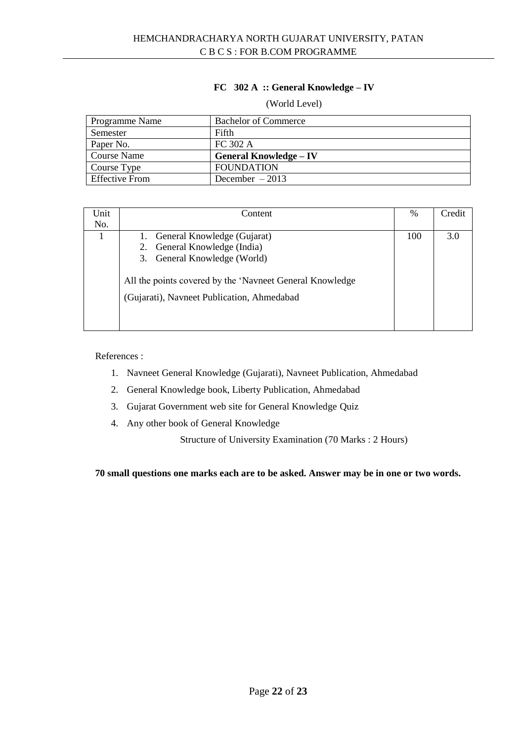## FC 302 A :: General Knowledge – IV

(World Level)

| Programme Name | Bachelor of Commerce |
|---|---|
| Semester | Fifth |
| Paper No. | FC 302 A |
| Course Name | **General Knowledge – IV** |
| Course Type | FOUNDATION |
| Effective From | December – 2013 |

| Unit No. | Content | % | Credit |
|---|---|---|---|
| 1 | 1. General Knowledge (Gujarat)<br>2. General Knowledge (India)<br>3. General Knowledge (World)<br><br>All the points covered by the 'Navneet General Knowledge (Gujarati), Navneet Publication, Ahmedabad | 100 | 3.0 |

References :

1. Navneet General Knowledge (Gujarati), Navneet Publication, Ahmedabad
2. General Knowledge book, Liberty Publication, Ahmedabad
3. Gujarat Government web site for General Knowledge Quiz
4. Any other book of General Knowledge

Structure of University Examination (70 Marks : 2 Hours)

**70 small questions one marks each are to be asked. Answer may be in one or two words.**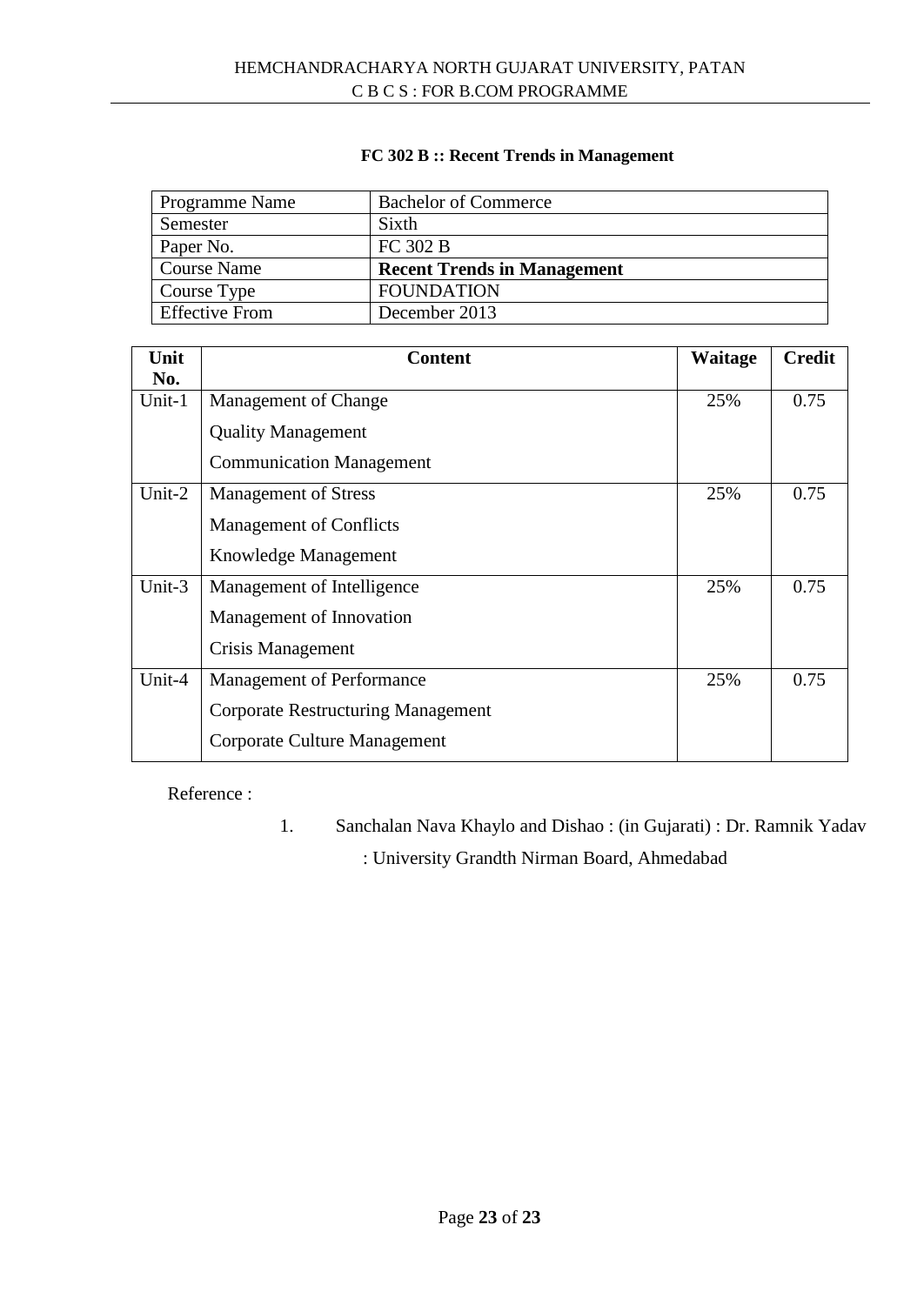**FC 302 B :: Recent Trends in Management**

| | |
|---|---|
| Programme Name | Bachelor of Commerce |
| Semester | Sixth |
| Paper No. | FC 302 B |
| Course Name | **Recent Trends in Management** |
| Course Type | FOUNDATION |
| Effective From | December 2013 |

| Unit No. | Content | Waitage | Credit |
|---|---|---|---|
| Unit-1 | Management of Change<br>Quality Management<br>Communication Management | 25% | 0.75 |
| Unit-2 | Management of Stress<br>Management of Conflicts<br>Knowledge Management | 25% | 0.75 |
| Unit-3 | Management of Intelligence<br>Management of Innovation<br>Crisis Management | 25% | 0.75 |
| Unit-4 | Management of Performance<br>Corporate Restructuring Management<br>Corporate Culture Management | 25% | 0.75 |

Reference :

1. Sanchalan Nava Khaylo and Dishao : (in Gujarati) : Dr. Ramnik Yadav : University Grandth Nirman Board, Ahmedabad